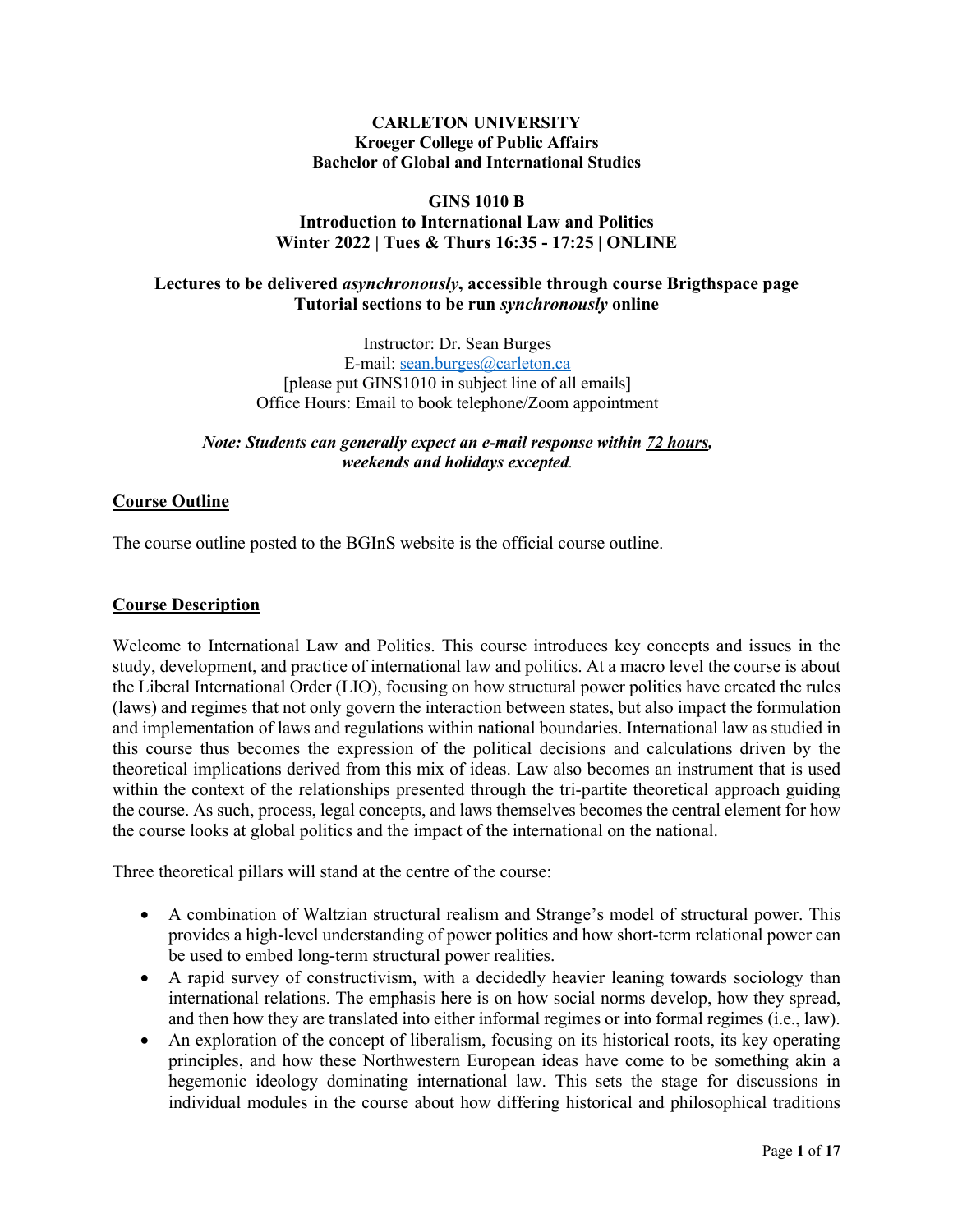**CARLETON UNIVERSITY**
**Kroeger College of Public Affairs**
**Bachelor of Global and International Studies**

**GINS 1010 B**
**Introduction to International Law and Politics**
**Winter 2022 | Tues & Thurs 16:35 - 17:25 | ONLINE**

**Lectures to be delivered *asynchronously*, accessible through course Brigthspace page**
**Tutorial sections to be run *synchronously* online**

Instructor: Dr. Sean Burges
E-mail: sean.burges@carleton.ca
[please put GINS1010 in subject line of all emails]
Office Hours: Email to book telephone/Zoom appointment

***Note: Students can generally expect an e-mail response within 72 hours, weekends and holidays excepted.***

## Course Outline

The course outline posted to the BGInS website is the official course outline.

## Course Description

Welcome to International Law and Politics. This course introduces key concepts and issues in the study, development, and practice of international law and politics. At a macro level the course is about the Liberal International Order (LIO), focusing on how structural power politics have created the rules (laws) and regimes that not only govern the interaction between states, but also impact the formulation and implementation of laws and regulations within national boundaries. International law as studied in this course thus becomes the expression of the political decisions and calculations driven by the theoretical implications derived from this mix of ideas. Law also becomes an instrument that is used within the context of the relationships presented through the tri-partite theoretical approach guiding the course. As such, process, legal concepts, and laws themselves becomes the central element for how the course looks at global politics and the impact of the international on the national.

Three theoretical pillars will stand at the centre of the course:

- A combination of Waltzian structural realism and Strange's model of structural power. This provides a high-level understanding of power politics and how short-term relational power can be used to embed long-term structural power realities.
- A rapid survey of constructivism, with a decidedly heavier leaning towards sociology than international relations. The emphasis here is on how social norms develop, how they spread, and then how they are translated into either informal regimes or into formal regimes (i.e., law).
- An exploration of the concept of liberalism, focusing on its historical roots, its key operating principles, and how these Northwestern European ideas have come to be something akin a hegemonic ideology dominating international law. This sets the stage for discussions in individual modules in the course about how differing historical and philosophical traditions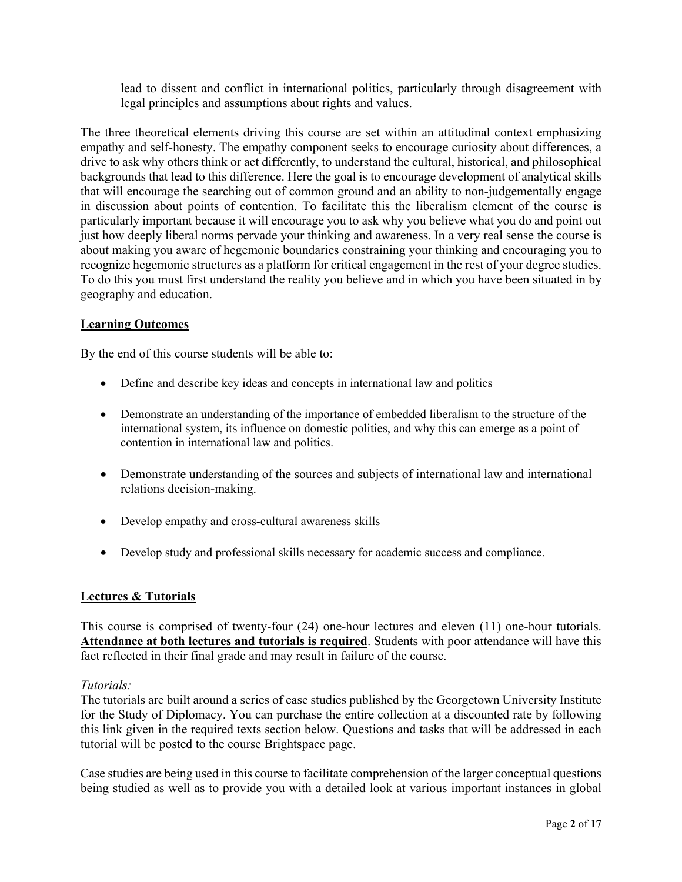lead to dissent and conflict in international politics, particularly through disagreement with legal principles and assumptions about rights and values.

The three theoretical elements driving this course are set within an attitudinal context emphasizing empathy and self-honesty. The empathy component seeks to encourage curiosity about differences, a drive to ask why others think or act differently, to understand the cultural, historical, and philosophical backgrounds that lead to this difference. Here the goal is to encourage development of analytical skills that will encourage the searching out of common ground and an ability to non-judgementally engage in discussion about points of contention. To facilitate this the liberalism element of the course is particularly important because it will encourage you to ask why you believe what you do and point out just how deeply liberal norms pervade your thinking and awareness. In a very real sense the course is about making you aware of hegemonic boundaries constraining your thinking and encouraging you to recognize hegemonic structures as a platform for critical engagement in the rest of your degree studies. To do this you must first understand the reality you believe and in which you have been situated in by geography and education.

## Learning Outcomes

By the end of this course students will be able to:

- Define and describe key ideas and concepts in international law and politics
- Demonstrate an understanding of the importance of embedded liberalism to the structure of the international system, its influence on domestic polities, and why this can emerge as a point of contention in international law and politics.
- Demonstrate understanding of the sources and subjects of international law and international relations decision-making.
- Develop empathy and cross-cultural awareness skills
- Develop study and professional skills necessary for academic success and compliance.

## Lectures & Tutorials

This course is comprised of twenty-four (24) one-hour lectures and eleven (11) one-hour tutorials. **Attendance at both lectures and tutorials is required**. Students with poor attendance will have this fact reflected in their final grade and may result in failure of the course.

*Tutorials:*
The tutorials are built around a series of case studies published by the Georgetown University Institute for the Study of Diplomacy. You can purchase the entire collection at a discounted rate by following this link given in the required texts section below. Questions and tasks that will be addressed in each tutorial will be posted to the course Brightspace page.

Case studies are being used in this course to facilitate comprehension of the larger conceptual questions being studied as well as to provide you with a detailed look at various important instances in global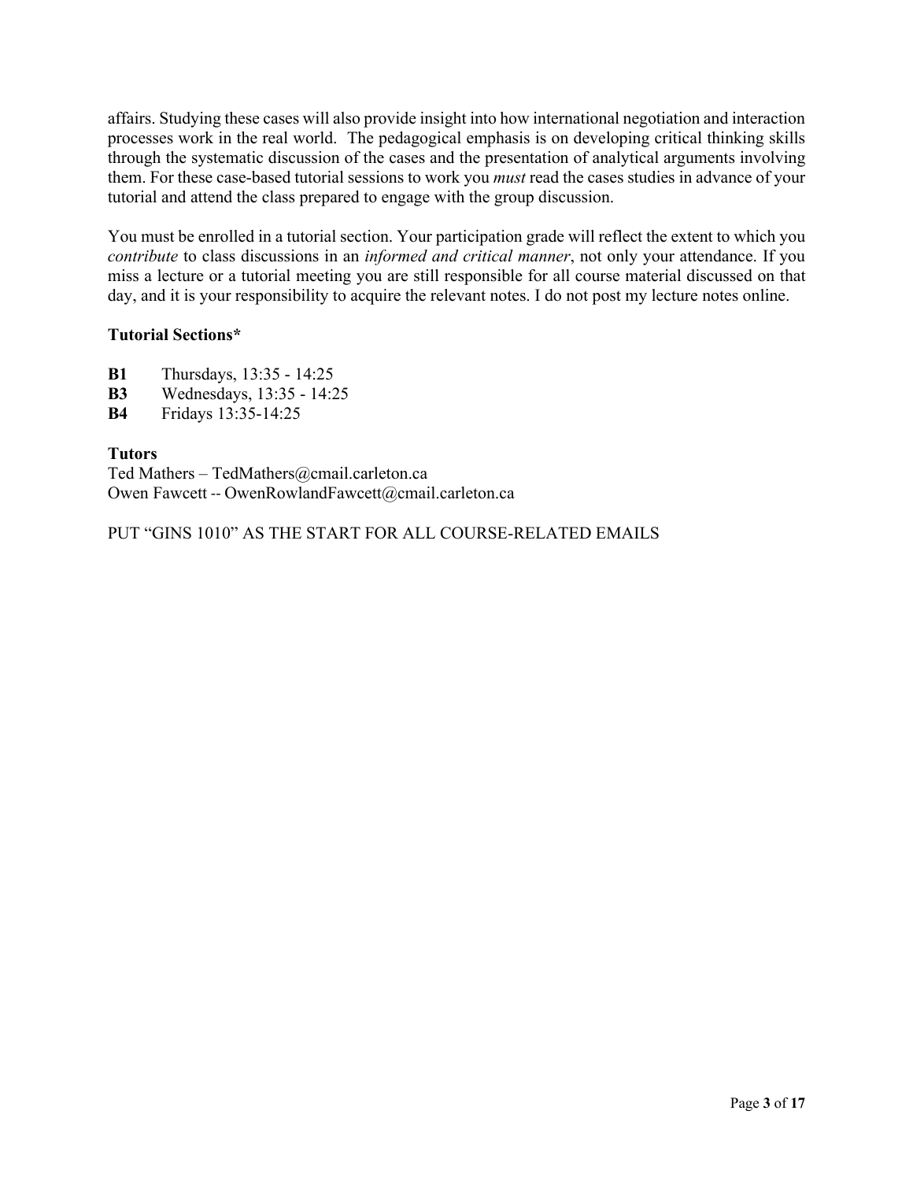affairs. Studying these cases will also provide insight into how international negotiation and interaction processes work in the real world. The pedagogical emphasis is on developing critical thinking skills through the systematic discussion of the cases and the presentation of analytical arguments involving them. For these case-based tutorial sessions to work you *must* read the cases studies in advance of your tutorial and attend the class prepared to engage with the group discussion.

You must be enrolled in a tutorial section. Your participation grade will reflect the extent to which you *contribute* to class discussions in an *informed and critical manner*, not only your attendance. If you miss a lecture or a tutorial meeting you are still responsible for all course material discussed on that day, and it is your responsibility to acquire the relevant notes. I do not post my lecture notes online.

**Tutorial Sections***

**B1** Thursdays, 13:35 - 14:25
**B3** Wednesdays, 13:35 - 14:25
**B4** Fridays 13:35-14:25

**Tutors**
Ted Mathers – TedMathers@cmail.carleton.ca
Owen Fawcett -- OwenRowlandFawcett@cmail.carleton.ca

PUT "GINS 1010" AS THE START FOR ALL COURSE-RELATED EMAILS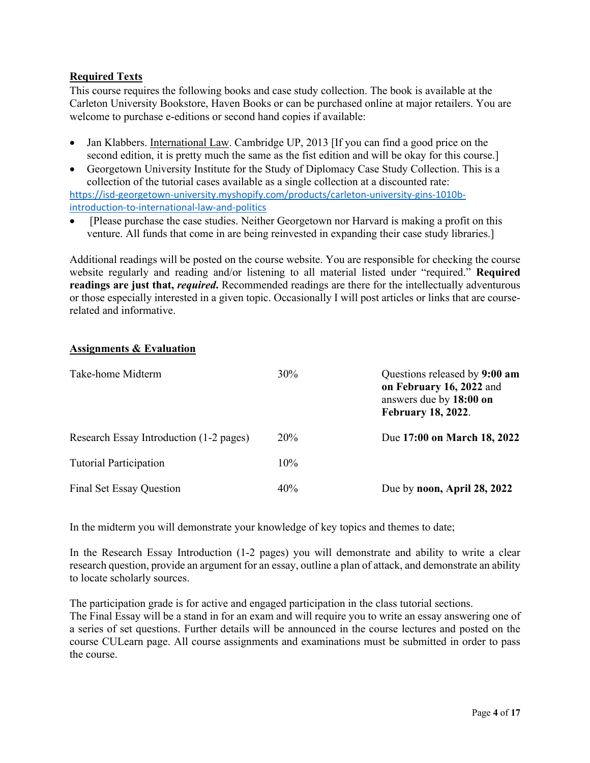## Required Texts

This course requires the following books and case study collection. The book is available at the Carleton University Bookstore, Haven Books or can be purchased online at major retailers. You are welcome to purchase e-editions or second hand copies if available:

- Jan Klabbers. International Law. Cambridge UP, 2013 [If you can find a good price on the second edition, it is pretty much the same as the fist edition and will be okay for this course.]
- Georgetown University Institute for the Study of Diplomacy Case Study Collection. This is a collection of the tutorial cases available as a single collection at a discounted rate: https://isd-georgetown-university.myshopify.com/products/carleton-university-gins-1010b-introduction-to-international-law-and-politics
- [Please purchase the case studies. Neither Georgetown nor Harvard is making a profit on this venture. All funds that come in are being reinvested in expanding their case study libraries.]

Additional readings will be posted on the course website. You are responsible for checking the course website regularly and reading and/or listening to all material listed under "required." **Required readings are just that, *required*.** Recommended readings are there for the intellectually adventurous or those especially interested in a given topic. Occasionally I will post articles or links that are course-related and informative.

## Assignments & Evaluation

| | | |
|---|---|---|
| Take-home Midterm | 30% | Questions released by **9:00 am on February 16, 2022** and answers due by **18:00 on February 18, 2022**. |
| Research Essay Introduction (1-2 pages) | 20% | Due **17:00 on March 18, 2022** |
| Tutorial Participation | 10% | |
| Final Set Essay Question | 40% | Due by **noon, April 28, 2022** |

In the midterm you will demonstrate your knowledge of key topics and themes to date;

In the Research Essay Introduction (1-2 pages) you will demonstrate and ability to write a clear research question, provide an argument for an essay, outline a plan of attack, and demonstrate an ability to locate scholarly sources.

The participation grade is for active and engaged participation in the class tutorial sections.
The Final Essay will be a stand in for an exam and will require you to write an essay answering one of a series of set questions. Further details will be announced in the course lectures and posted on the course CULearn page. All course assignments and examinations must be submitted in order to pass the course.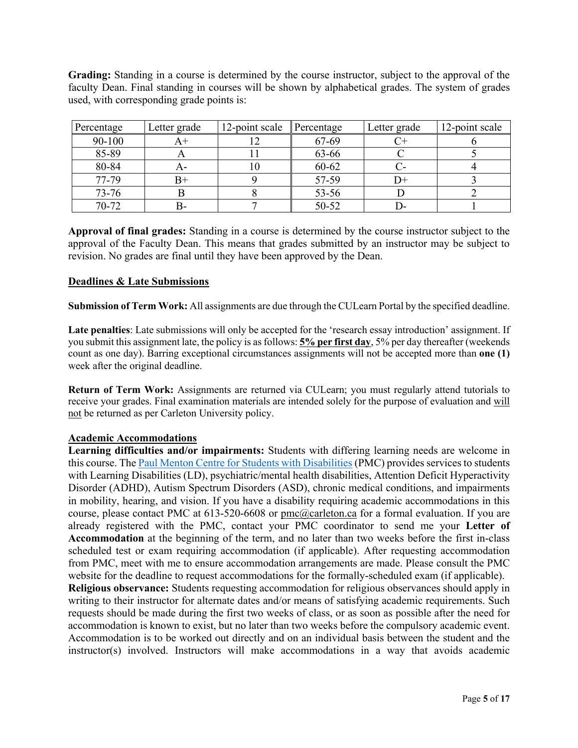**Grading:** Standing in a course is determined by the course instructor, subject to the approval of the faculty Dean. Final standing in courses will be shown by alphabetical grades. The system of grades used, with corresponding grade points is:

| Percentage | Letter grade | 12-point scale | Percentage | Letter grade | 12-point scale |
|---|---|---|---|---|---|
| 90-100 | A+ | 12 | 67-69 | C+ | 6 |
| 85-89 | A | 11 | 63-66 | C | 5 |
| 80-84 | A- | 10 | 60-62 | C- | 4 |
| 77-79 | B+ | 9 | 57-59 | D+ | 3 |
| 73-76 | B | 8 | 53-56 | D | 2 |
| 70-72 | B- | 7 | 50-52 | D- | 1 |

**Approval of final grades:** Standing in a course is determined by the course instructor subject to the approval of the Faculty Dean. This means that grades submitted by an instructor may be subject to revision. No grades are final until they have been approved by the Dean.

## Deadlines & Late Submissions

**Submission of Term Work:** All assignments are due through the CULearn Portal by the specified deadline.

**Late penalties**: Late submissions will only be accepted for the 'research essay introduction' assignment. If you submit this assignment late, the policy is as follows: **5% per first day**, 5% per day thereafter (weekends count as one day). Barring exceptional circumstances assignments will not be accepted more than **one (1)** week after the original deadline.

**Return of Term Work:** Assignments are returned via CULearn; you must regularly attend tutorials to receive your grades. Final examination materials are intended solely for the purpose of evaluation and will not be returned as per Carleton University policy.

## Academic Accommodations

**Learning difficulties and/or impairments:** Students with differing learning needs are welcome in this course. The Paul Menton Centre for Students with Disabilities (PMC) provides services to students with Learning Disabilities (LD), psychiatric/mental health disabilities, Attention Deficit Hyperactivity Disorder (ADHD), Autism Spectrum Disorders (ASD), chronic medical conditions, and impairments in mobility, hearing, and vision. If you have a disability requiring academic accommodations in this course, please contact PMC at 613-520-6608 or pmc@carleton.ca for a formal evaluation. If you are already registered with the PMC, contact your PMC coordinator to send me your **Letter of Accommodation** at the beginning of the term, and no later than two weeks before the first in-class scheduled test or exam requiring accommodation (if applicable). After requesting accommodation from PMC, meet with me to ensure accommodation arrangements are made. Please consult the PMC website for the deadline to request accommodations for the formally-scheduled exam (if applicable).

**Religious observance:** Students requesting accommodation for religious observances should apply in writing to their instructor for alternate dates and/or means of satisfying academic requirements. Such requests should be made during the first two weeks of class, or as soon as possible after the need for accommodation is known to exist, but no later than two weeks before the compulsory academic event. Accommodation is to be worked out directly and on an individual basis between the student and the instructor(s) involved. Instructors will make accommodations in a way that avoids academic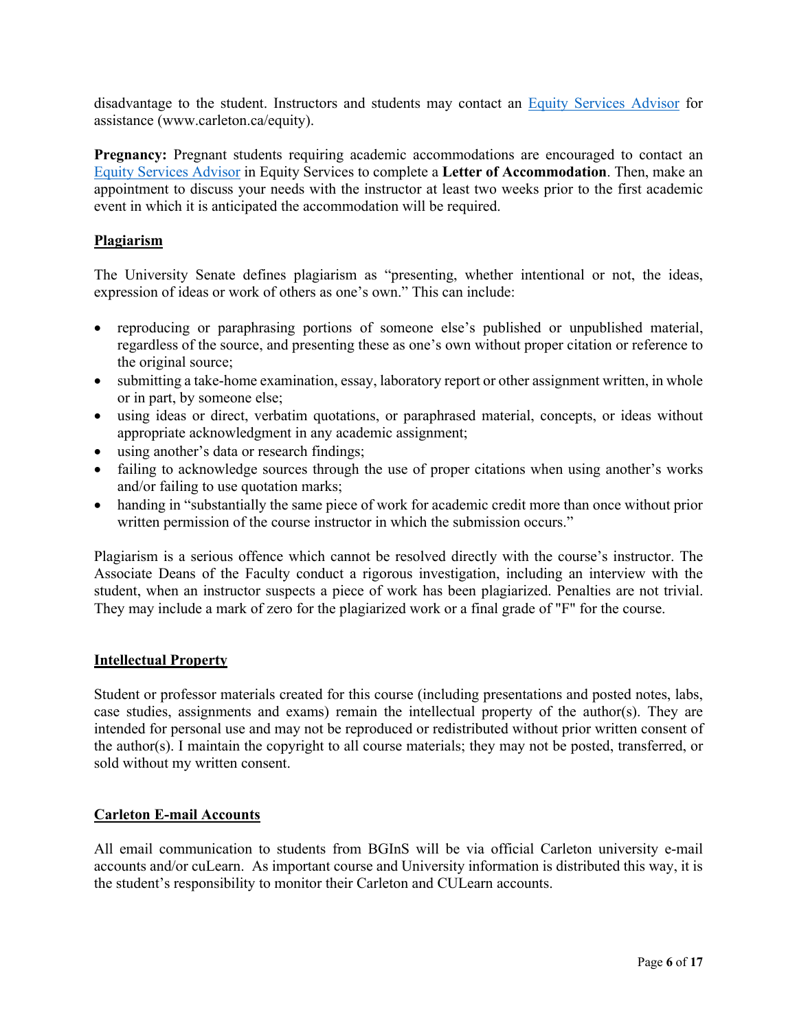disadvantage to the student. Instructors and students may contact an [Equity Services Advisor](www.carleton.ca/equity) for assistance (www.carleton.ca/equity).

**Pregnancy:** Pregnant students requiring academic accommodations are encouraged to contact an Equity Services Advisor in Equity Services to complete a **Letter of Accommodation**. Then, make an appointment to discuss your needs with the instructor at least two weeks prior to the first academic event in which it is anticipated the accommodation will be required.

## Plagiarism

The University Senate defines plagiarism as "presenting, whether intentional or not, the ideas, expression of ideas or work of others as one's own." This can include:

- reproducing or paraphrasing portions of someone else's published or unpublished material, regardless of the source, and presenting these as one's own without proper citation or reference to the original source;
- submitting a take-home examination, essay, laboratory report or other assignment written, in whole or in part, by someone else;
- using ideas or direct, verbatim quotations, or paraphrased material, concepts, or ideas without appropriate acknowledgment in any academic assignment;
- using another's data or research findings;
- failing to acknowledge sources through the use of proper citations when using another's works and/or failing to use quotation marks;
- handing in "substantially the same piece of work for academic credit more than once without prior written permission of the course instructor in which the submission occurs."

Plagiarism is a serious offence which cannot be resolved directly with the course's instructor. The Associate Deans of the Faculty conduct a rigorous investigation, including an interview with the student, when an instructor suspects a piece of work has been plagiarized. Penalties are not trivial. They may include a mark of zero for the plagiarized work or a final grade of "F" for the course.

## Intellectual Property

Student or professor materials created for this course (including presentations and posted notes, labs, case studies, assignments and exams) remain the intellectual property of the author(s). They are intended for personal use and may not be reproduced or redistributed without prior written consent of the author(s). I maintain the copyright to all course materials; they may not be posted, transferred, or sold without my written consent.

## Carleton E-mail Accounts

All email communication to students from BGInS will be via official Carleton university e-mail accounts and/or cuLearn. As important course and University information is distributed this way, it is the student's responsibility to monitor their Carleton and CULearn accounts.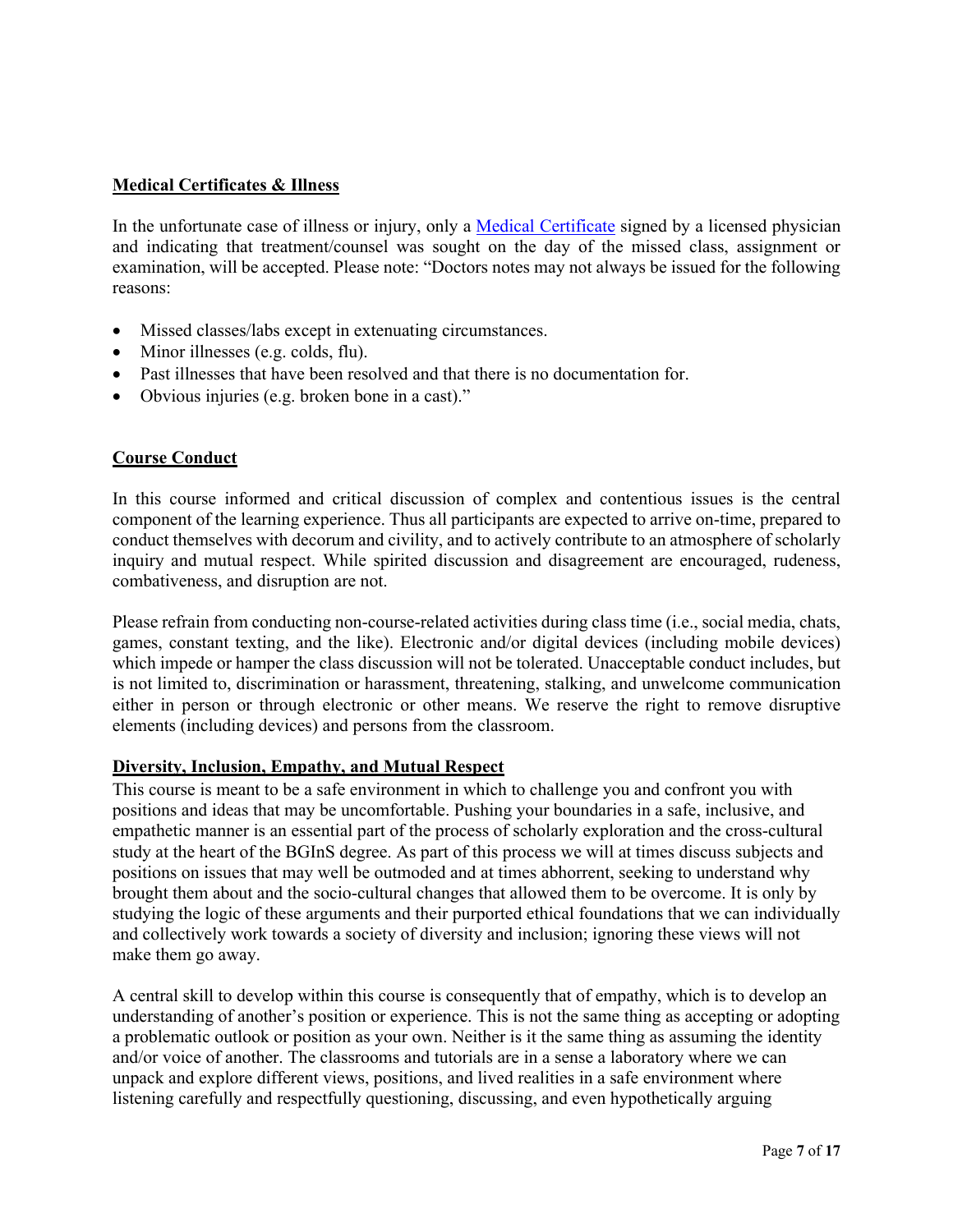## Medical Certificates & Illness

In the unfortunate case of illness or injury, only a [Medical Certificate]() signed by a licensed physician and indicating that treatment/counsel was sought on the day of the missed class, assignment or examination, will be accepted. Please note: "Doctors notes may not always be issued for the following reasons:

- Missed classes/labs except in extenuating circumstances.
- Minor illnesses (e.g. colds, flu).
- Past illnesses that have been resolved and that there is no documentation for.
- Obvious injuries (e.g. broken bone in a cast)."

## Course Conduct

In this course informed and critical discussion of complex and contentious issues is the central component of the learning experience. Thus all participants are expected to arrive on-time, prepared to conduct themselves with decorum and civility, and to actively contribute to an atmosphere of scholarly inquiry and mutual respect. While spirited discussion and disagreement are encouraged, rudeness, combativeness, and disruption are not.

Please refrain from conducting non-course-related activities during class time (i.e., social media, chats, games, constant texting, and the like). Electronic and/or digital devices (including mobile devices) which impede or hamper the class discussion will not be tolerated. Unacceptable conduct includes, but is not limited to, discrimination or harassment, threatening, stalking, and unwelcome communication either in person or through electronic or other means. We reserve the right to remove disruptive elements (including devices) and persons from the classroom.

## Diversity, Inclusion, Empathy, and Mutual Respect

This course is meant to be a safe environment in which to challenge you and confront you with positions and ideas that may be uncomfortable. Pushing your boundaries in a safe, inclusive, and empathetic manner is an essential part of the process of scholarly exploration and the cross-cultural study at the heart of the BGInS degree. As part of this process we will at times discuss subjects and positions on issues that may well be outmoded and at times abhorrent, seeking to understand why brought them about and the socio-cultural changes that allowed them to be overcome. It is only by studying the logic of these arguments and their purported ethical foundations that we can individually and collectively work towards a society of diversity and inclusion; ignoring these views will not make them go away.

A central skill to develop within this course is consequently that of empathy, which is to develop an understanding of another's position or experience. This is not the same thing as accepting or adopting a problematic outlook or position as your own. Neither is it the same thing as assuming the identity and/or voice of another. The classrooms and tutorials are in a sense a laboratory where we can unpack and explore different views, positions, and lived realities in a safe environment where listening carefully and respectfully questioning, discussing, and even hypothetically arguing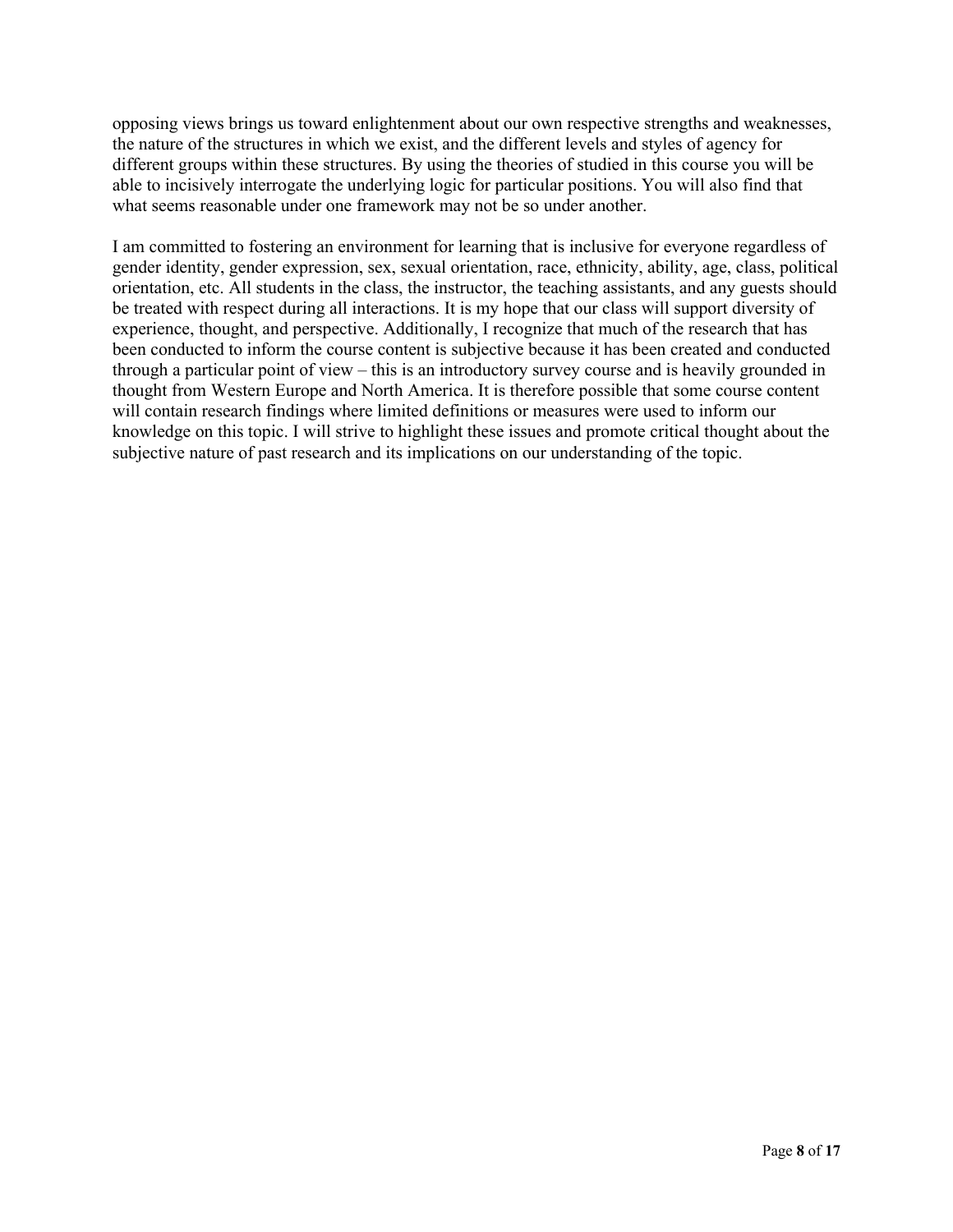opposing views brings us toward enlightenment about our own respective strengths and weaknesses, the nature of the structures in which we exist, and the different levels and styles of agency for different groups within these structures. By using the theories of studied in this course you will be able to incisively interrogate the underlying logic for particular positions. You will also find that what seems reasonable under one framework may not be so under another.

I am committed to fostering an environment for learning that is inclusive for everyone regardless of gender identity, gender expression, sex, sexual orientation, race, ethnicity, ability, age, class, political orientation, etc. All students in the class, the instructor, the teaching assistants, and any guests should be treated with respect during all interactions. It is my hope that our class will support diversity of experience, thought, and perspective. Additionally, I recognize that much of the research that has been conducted to inform the course content is subjective because it has been created and conducted through a particular point of view – this is an introductory survey course and is heavily grounded in thought from Western Europe and North America. It is therefore possible that some course content will contain research findings where limited definitions or measures were used to inform our knowledge on this topic. I will strive to highlight these issues and promote critical thought about the subjective nature of past research and its implications on our understanding of the topic.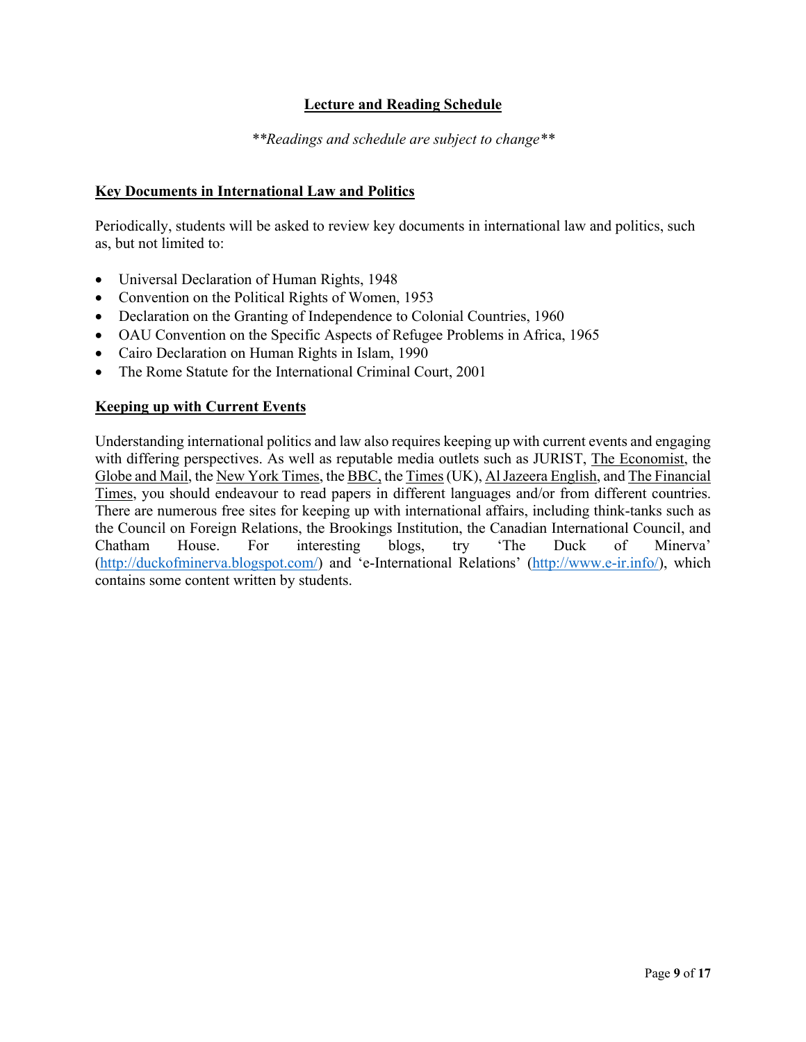## Lecture and Reading Schedule

*\*\*Readings and schedule are subject to change\*\**

### Key Documents in International Law and Politics

Periodically, students will be asked to review key documents in international law and politics, such as, but not limited to:

- Universal Declaration of Human Rights, 1948
- Convention on the Political Rights of Women, 1953
- Declaration on the Granting of Independence to Colonial Countries, 1960
- OAU Convention on the Specific Aspects of Refugee Problems in Africa, 1965
- Cairo Declaration on Human Rights in Islam, 1990
- The Rome Statute for the International Criminal Court, 2001

### Keeping up with Current Events

Understanding international politics and law also requires keeping up with current events and engaging with differing perspectives. As well as reputable media outlets such as JURIST, The Economist, the Globe and Mail, the New York Times, the BBC, the Times (UK), Al Jazeera English, and The Financial Times, you should endeavour to read papers in different languages and/or from different countries. There are numerous free sites for keeping up with international affairs, including think-tanks such as the Council on Foreign Relations, the Brookings Institution, the Canadian International Council, and Chatham House. For interesting blogs, try 'The Duck of Minerva' (http://duckofminerva.blogspot.com/) and 'e-International Relations' (http://www.e-ir.info/), which contains some content written by students.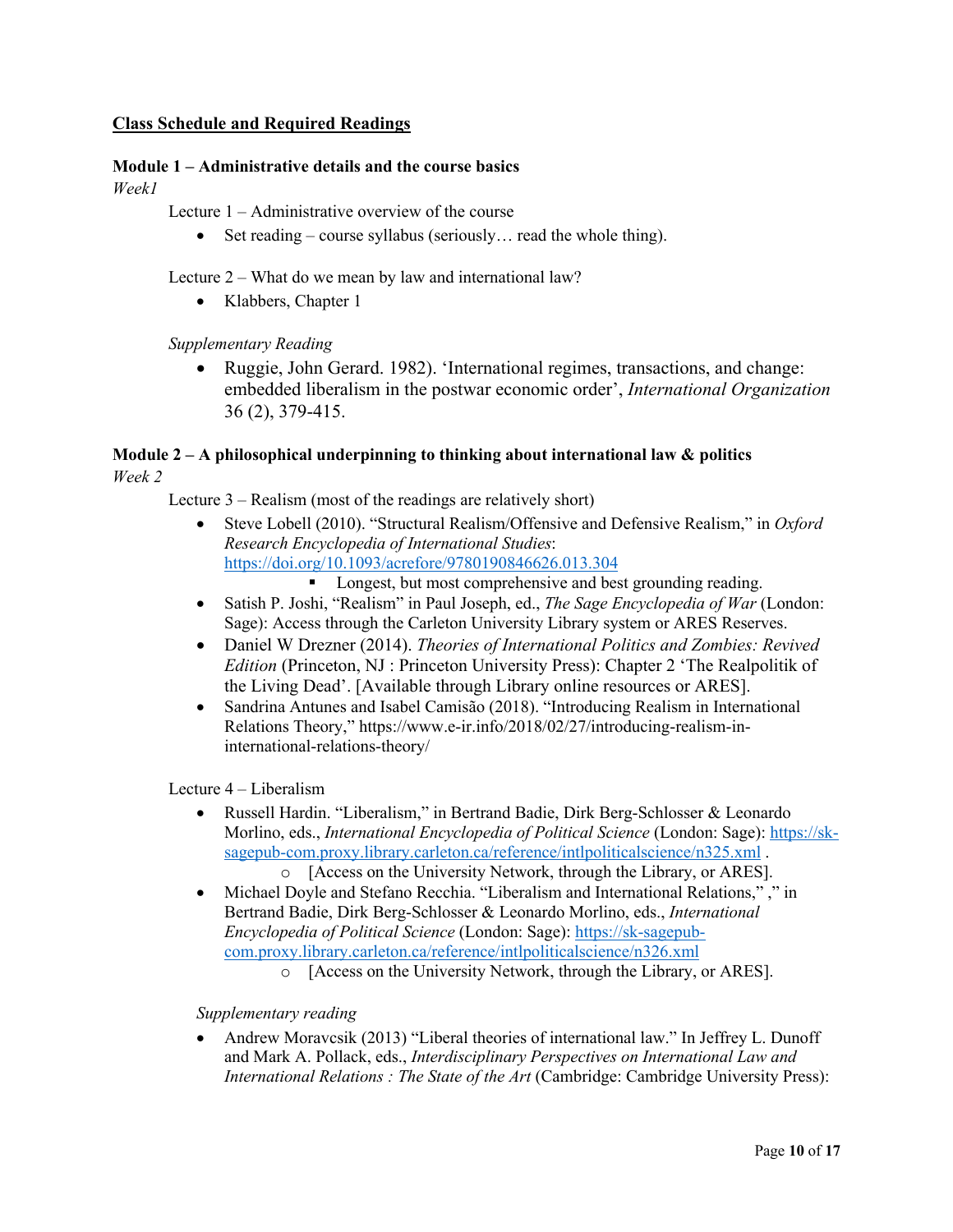## Class Schedule and Required Readings

### Module 1 – Administrative details and the course basics

*Week1*

Lecture 1 – Administrative overview of the course

- Set reading – course syllabus (seriously… read the whole thing).

Lecture 2 – What do we mean by law and international law?

- Klabbers, Chapter 1

*Supplementary Reading*

- Ruggie, John Gerard. 1982). 'International regimes, transactions, and change: embedded liberalism in the postwar economic order', *International Organization* 36 (2), 379-415.

### Module 2 – A philosophical underpinning to thinking about international law & politics

*Week 2*

Lecture 3 – Realism (most of the readings are relatively short)

- Steve Lobell (2010). "Structural Realism/Offensive and Defensive Realism," in *Oxford Research Encyclopedia of International Studies*: https://doi.org/10.1093/acrefore/9780190846626.013.304
  - Longest, but most comprehensive and best grounding reading.
- Satish P. Joshi, "Realism" in Paul Joseph, ed., *The Sage Encyclopedia of War* (London: Sage): Access through the Carleton University Library system or ARES Reserves.
- Daniel W Drezner (2014). *Theories of International Politics and Zombies: Revived Edition* (Princeton, NJ : Princeton University Press): Chapter 2 'The Realpolitik of the Living Dead'. [Available through Library online resources or ARES].
- Sandrina Antunes and Isabel Camisão (2018). "Introducing Realism in International Relations Theory," https://www.e-ir.info/2018/02/27/introducing-realism-in-international-relations-theory/

Lecture 4 – Liberalism

- Russell Hardin. "Liberalism," in Bertrand Badie, Dirk Berg-Schlosser & Leonardo Morlino, eds., *International Encyclopedia of Political Science* (London: Sage): https://sk-sagepub-com.proxy.library.carleton.ca/reference/intlpoliticalscience/n325.xml .
  - [Access on the University Network, through the Library, or ARES].
- Michael Doyle and Stefano Recchia. "Liberalism and International Relations," ," in Bertrand Badie, Dirk Berg-Schlosser & Leonardo Morlino, eds., *International Encyclopedia of Political Science* (London: Sage): https://sk-sagepub-com.proxy.library.carleton.ca/reference/intlpoliticalscience/n326.xml
  - [Access on the University Network, through the Library, or ARES].

*Supplementary reading*

- Andrew Moravcsik (2013) "Liberal theories of international law." In Jeffrey L. Dunoff and Mark A. Pollack, eds., *Interdisciplinary Perspectives on International Law and International Relations : The State of the Art* (Cambridge: Cambridge University Press):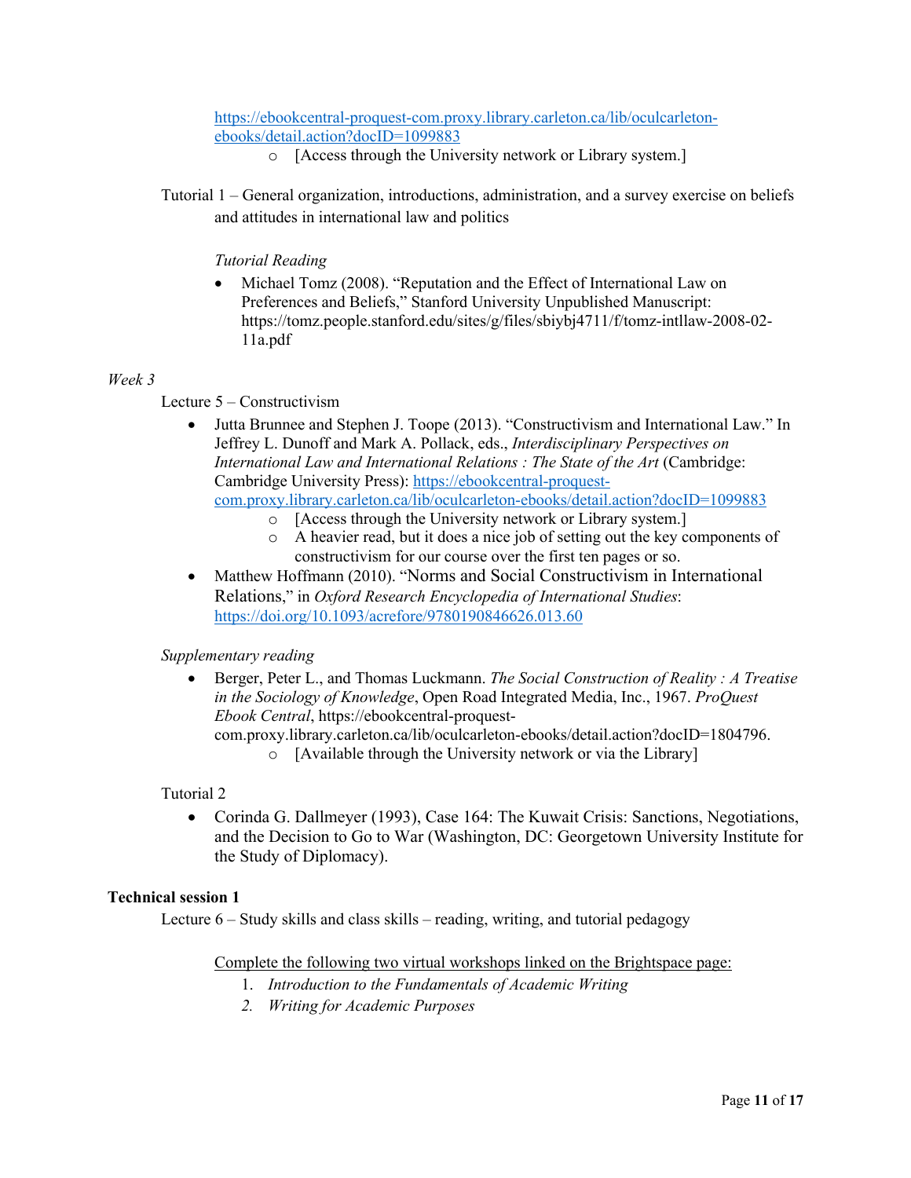https://ebookcentral-proquest-com.proxy.library.carleton.ca/lib/oculcarleton-ebooks/detail.action?docID=1099883

- [Access through the University network or Library system.]

Tutorial 1 – General organization, introductions, administration, and a survey exercise on beliefs and attitudes in international law and politics

*Tutorial Reading*

- Michael Tomz (2008). "Reputation and the Effect of International Law on Preferences and Beliefs," Stanford University Unpublished Manuscript: https://tomz.people.stanford.edu/sites/g/files/sbiybj4711/f/tomz-intllaw-2008-02-11a.pdf

*Week 3*

Lecture 5 – Constructivism

- Jutta Brunnee and Stephen J. Toope (2013). "Constructivism and International Law." In Jeffrey L. Dunoff and Mark A. Pollack, eds., *Interdisciplinary Perspectives on International Law and International Relations : The State of the Art* (Cambridge: Cambridge University Press): https://ebookcentral-proquest-com.proxy.library.carleton.ca/lib/oculcarleton-ebooks/detail.action?docID=1099883
  - [Access through the University network or Library system.]
  - A heavier read, but it does a nice job of setting out the key components of constructivism for our course over the first ten pages or so.
- Matthew Hoffmann (2010). "Norms and Social Constructivism in International Relations," in *Oxford Research Encyclopedia of International Studies*: https://doi.org/10.1093/acrefore/9780190846626.013.60

*Supplementary reading*

- Berger, Peter L., and Thomas Luckmann. *The Social Construction of Reality : A Treatise in the Sociology of Knowledge*, Open Road Integrated Media, Inc., 1967. *ProQuest Ebook Central*, https://ebookcentral-proquest-com.proxy.library.carleton.ca/lib/oculcarleton-ebooks/detail.action?docID=1804796.
  - [Available through the University network or via the Library]

Tutorial 2

- Corinda G. Dallmeyer (1993), Case 164: The Kuwait Crisis: Sanctions, Negotiations, and the Decision to Go to War (Washington, DC: Georgetown University Institute for the Study of Diplomacy).

**Technical session 1**

Lecture 6 – Study skills and class skills – reading, writing, and tutorial pedagogy

Complete the following two virtual workshops linked on the Brightspace page:

1. *Introduction to the Fundamentals of Academic Writing*
2. *Writing for Academic Purposes*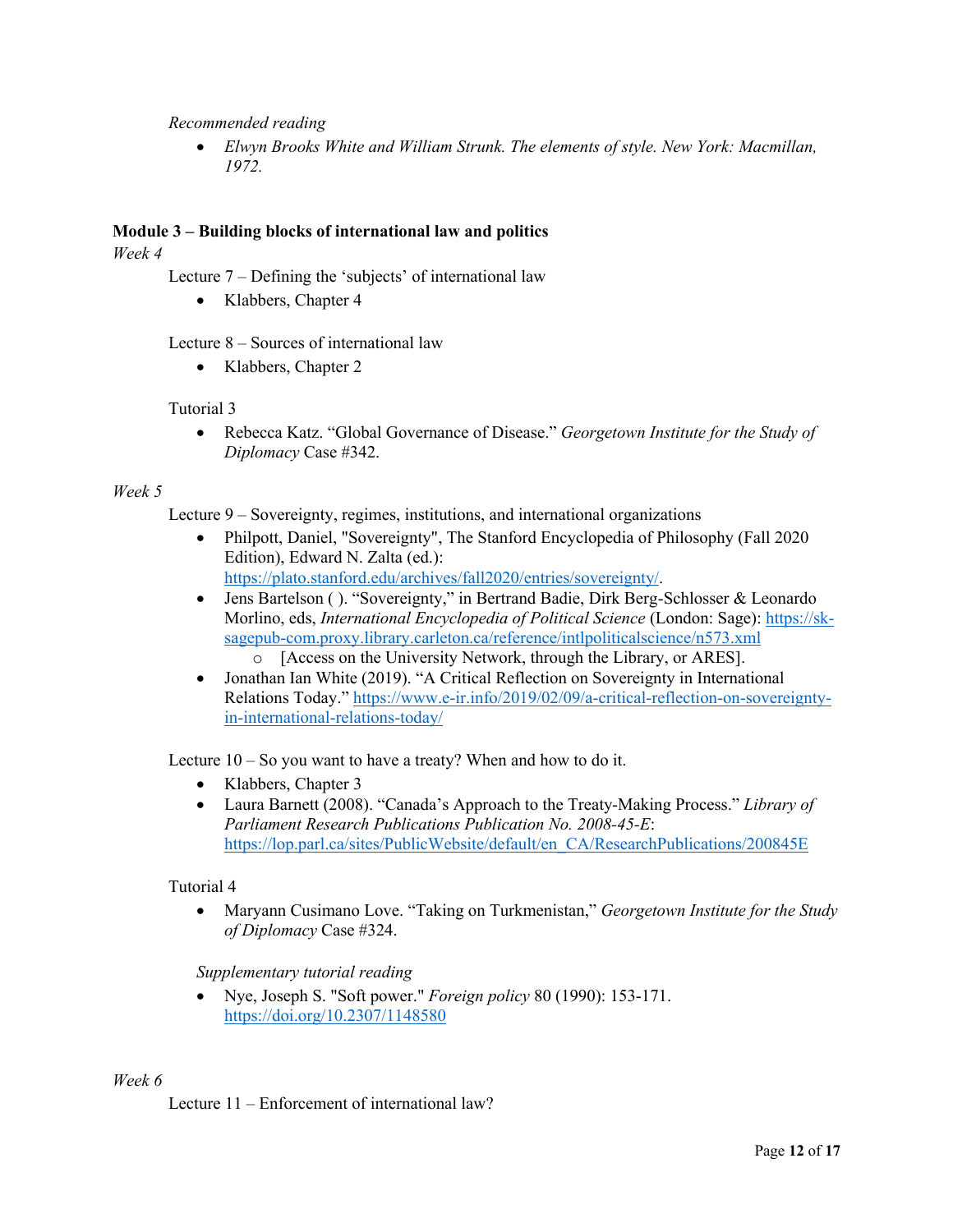*Recommended reading*

- *Elwyn Brooks White and William Strunk. The elements of style. New York: Macmillan, 1972.*

**Module 3 – Building blocks of international law and politics**

*Week 4*

Lecture 7 – Defining the 'subjects' of international law

- Klabbers, Chapter 4

Lecture 8 – Sources of international law

- Klabbers, Chapter 2

Tutorial 3

- Rebecca Katz. "Global Governance of Disease." *Georgetown Institute for the Study of Diplomacy* Case #342.

*Week 5*

Lecture 9 – Sovereignty, regimes, institutions, and international organizations

- Philpott, Daniel, "Sovereignty", The Stanford Encyclopedia of Philosophy (Fall 2020 Edition), Edward N. Zalta (ed.): https://plato.stanford.edu/archives/fall2020/entries/sovereignty/.
- Jens Bartelson ( ). "Sovereignty," in Bertrand Badie, Dirk Berg-Schlosser & Leonardo Morlino, eds, *International Encyclopedia of Political Science* (London: Sage): https://sk-sagepub-com.proxy.library.carleton.ca/reference/intlpoliticalscience/n573.xml
  - [Access on the University Network, through the Library, or ARES].
- Jonathan Ian White (2019). "A Critical Reflection on Sovereignty in International Relations Today." https://www.e-ir.info/2019/02/09/a-critical-reflection-on-sovereignty-in-international-relations-today/

Lecture 10 – So you want to have a treaty? When and how to do it.

- Klabbers, Chapter 3
- Laura Barnett (2008). "Canada's Approach to the Treaty-Making Process." *Library of Parliament Research Publications Publication No. 2008-45-E*: https://lop.parl.ca/sites/PublicWebsite/default/en_CA/ResearchPublications/200845E

Tutorial 4

- Maryann Cusimano Love. "Taking on Turkmenistan," *Georgetown Institute for the Study of Diplomacy* Case #324.

*Supplementary tutorial reading*

- Nye, Joseph S. "Soft power." *Foreign policy* 80 (1990): 153-171. https://doi.org/10.2307/1148580

*Week 6*

Lecture 11 – Enforcement of international law?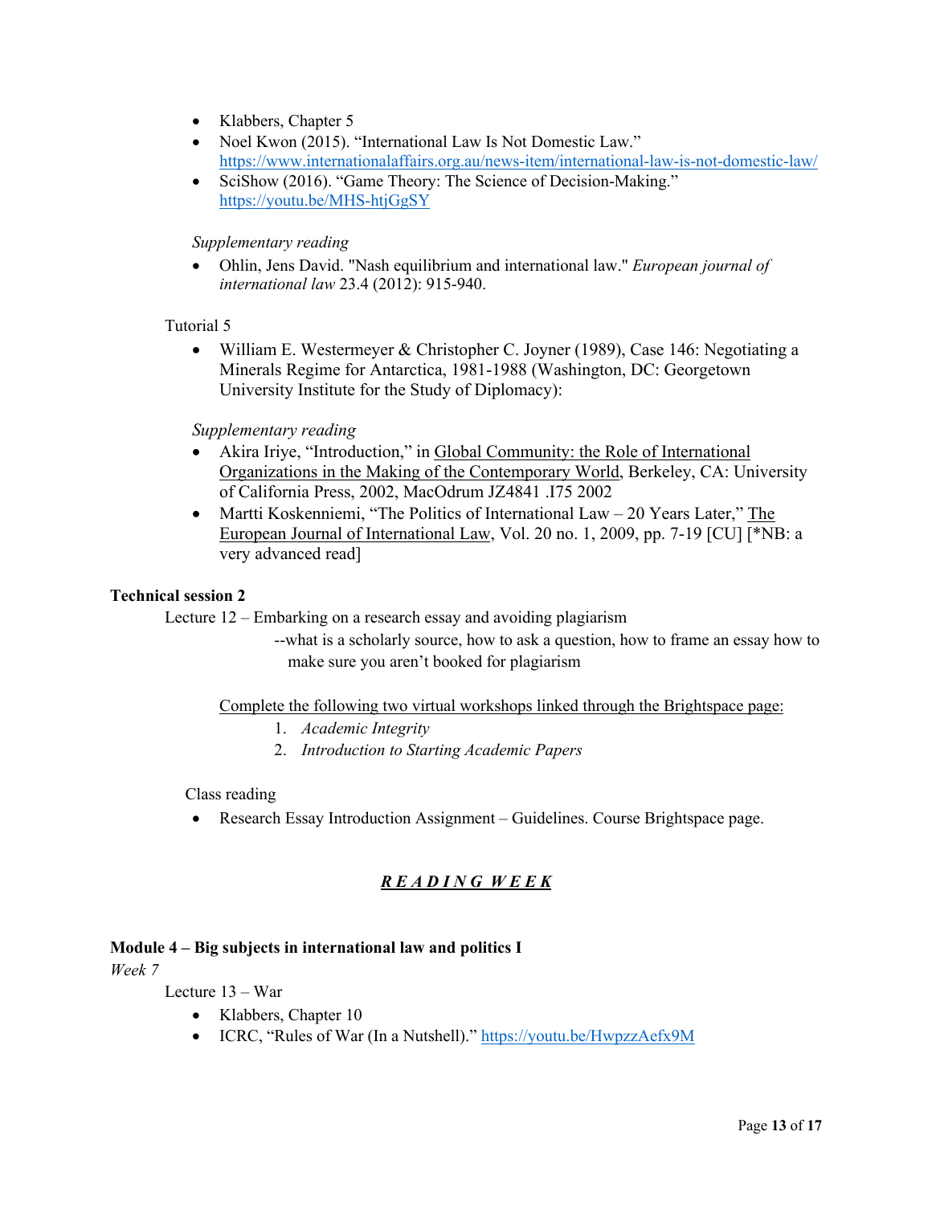- Klabbers, Chapter 5
- Noel Kwon (2015). "International Law Is Not Domestic Law." https://www.internationalaffairs.org.au/news-item/international-law-is-not-domestic-law/
- SciShow (2016). "Game Theory: The Science of Decision-Making." https://youtu.be/MHS-htjGgSY

*Supplementary reading*

- Ohlin, Jens David. "Nash equilibrium and international law." *European journal of international law* 23.4 (2012): 915-940.

Tutorial 5

- William E. Westermeyer & Christopher C. Joyner (1989), Case 146: Negotiating a Minerals Regime for Antarctica, 1981-1988 (Washington, DC: Georgetown University Institute for the Study of Diplomacy):

*Supplementary reading*

- Akira Iriye, "Introduction," in Global Community: the Role of International Organizations in the Making of the Contemporary World, Berkeley, CA: University of California Press, 2002, MacOdrum JZ4841 .I75 2002
- Martti Koskenniemi, "The Politics of International Law – 20 Years Later," The European Journal of International Law, Vol. 20 no. 1, 2009, pp. 7-19 [CU] [*NB: a very advanced read]

**Technical session 2**

Lecture 12 – Embarking on a research essay and avoiding plagiarism

--what is a scholarly source, how to ask a question, how to frame an essay how to make sure you aren't booked for plagiarism

Complete the following two virtual workshops linked through the Brightspace page:

1. *Academic Integrity*
2. *Introduction to Starting Academic Papers*

Class reading

- Research Essay Introduction Assignment – Guidelines. Course Brightspace page.

***READING WEEK***

**Module 4 – Big subjects in international law and politics I**

*Week 7*

Lecture 13 – War

- Klabbers, Chapter 10
- ICRC, "Rules of War (In a Nutshell)." https://youtu.be/HwpzzAefx9M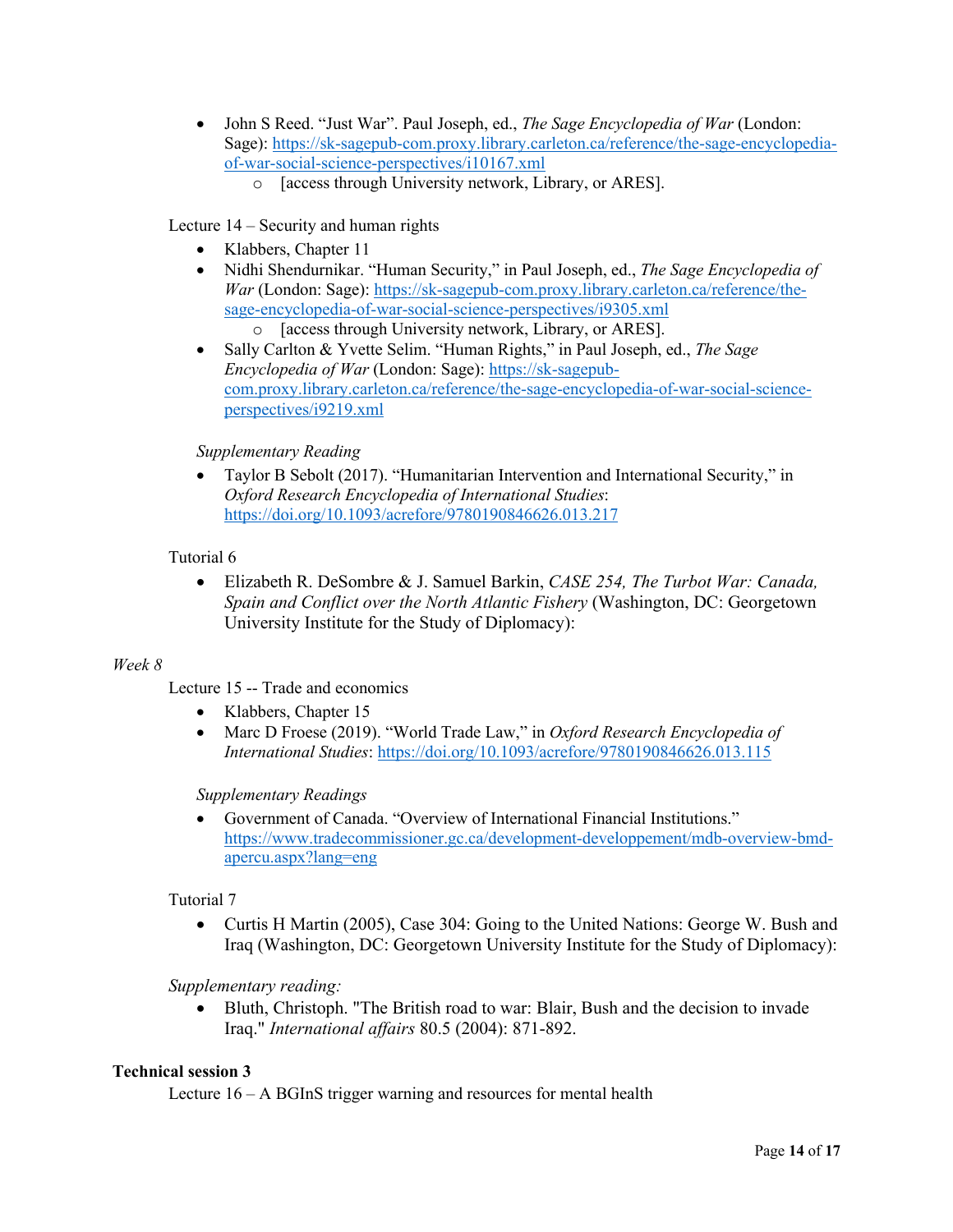- John S Reed. "Just War". Paul Joseph, ed., *The Sage Encyclopedia of War* (London: Sage): https://sk-sagepub-com.proxy.library.carleton.ca/reference/the-sage-encyclopedia-of-war-social-science-perspectives/i10167.xml
    - [access through University network, Library, or ARES].

Lecture 14 – Security and human rights

- Klabbers, Chapter 11
- Nidhi Shendurnikar. "Human Security," in Paul Joseph, ed., *The Sage Encyclopedia of War* (London: Sage): https://sk-sagepub-com.proxy.library.carleton.ca/reference/the-sage-encyclopedia-of-war-social-science-perspectives/i9305.xml
    - [access through University network, Library, or ARES].
- Sally Carlton & Yvette Selim. "Human Rights," in Paul Joseph, ed., *The Sage Encyclopedia of War* (London: Sage): https://sk-sagepub-com.proxy.library.carleton.ca/reference/the-sage-encyclopedia-of-war-social-science-perspectives/i9219.xml

*Supplementary Reading*

- Taylor B Sebolt (2017). "Humanitarian Intervention and International Security," in *Oxford Research Encyclopedia of International Studies*: https://doi.org/10.1093/acrefore/9780190846626.013.217

Tutorial 6

- Elizabeth R. DeSombre & J. Samuel Barkin, *CASE 254, The Turbot War: Canada, Spain and Conflict over the North Atlantic Fishery* (Washington, DC: Georgetown University Institute for the Study of Diplomacy):

*Week 8*

Lecture 15 -- Trade and economics

- Klabbers, Chapter 15
- Marc D Froese (2019). "World Trade Law," in *Oxford Research Encyclopedia of International Studies*: https://doi.org/10.1093/acrefore/9780190846626.013.115

*Supplementary Readings*

- Government of Canada. "Overview of International Financial Institutions." https://www.tradecommissioner.gc.ca/development-developpement/mdb-overview-bmd-apercu.aspx?lang=eng

Tutorial 7

- Curtis H Martin (2005), Case 304: Going to the United Nations: George W. Bush and Iraq (Washington, DC: Georgetown University Institute for the Study of Diplomacy):

*Supplementary reading:*

- Bluth, Christoph. "The British road to war: Blair, Bush and the decision to invade Iraq." *International affairs* 80.5 (2004): 871-892.

**Technical session 3**

Lecture 16 – A BGInS trigger warning and resources for mental health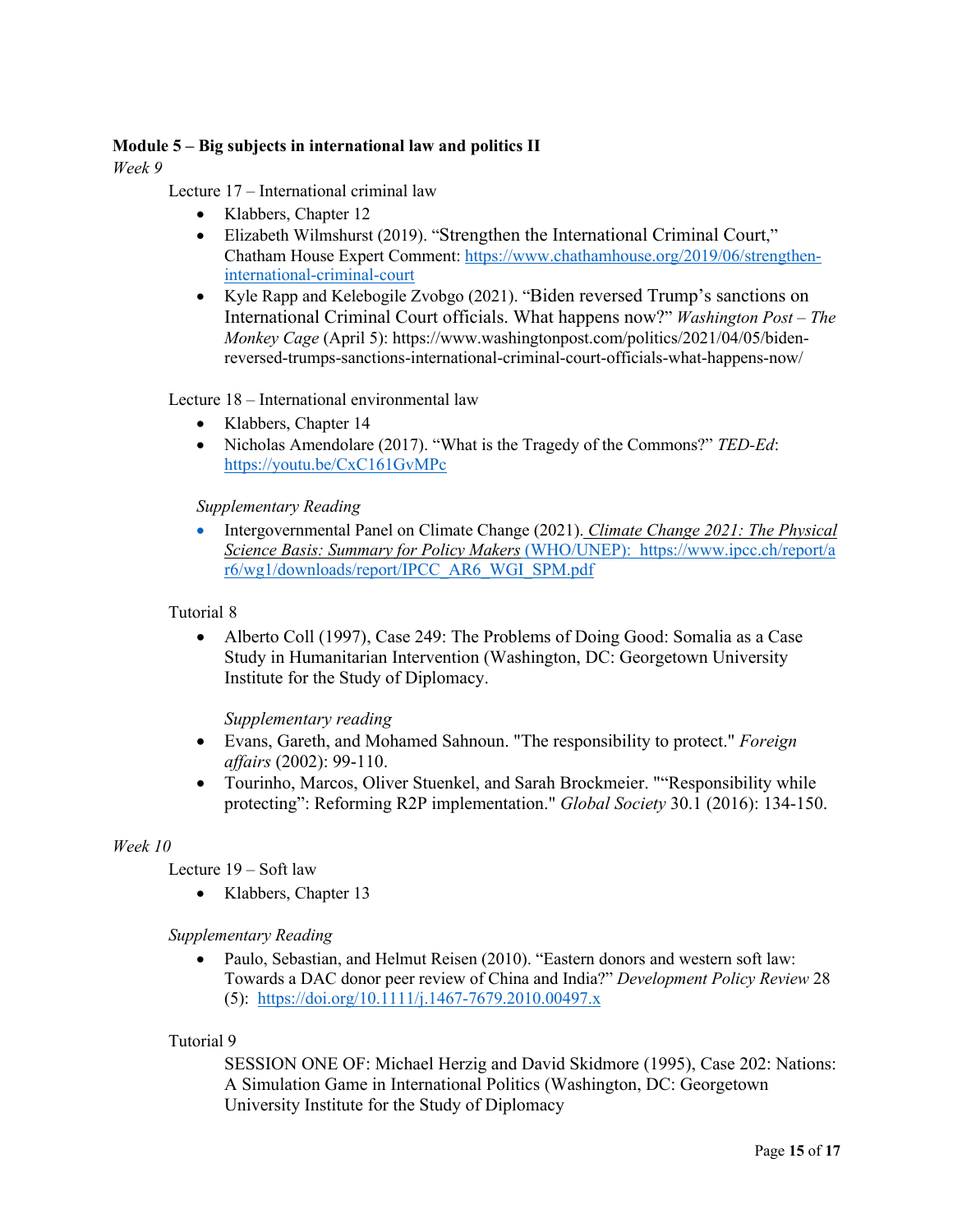**Module 5 – Big subjects in international law and politics II**

*Week 9*

Lecture 17 – International criminal law

- Klabbers, Chapter 12
- Elizabeth Wilmshurst (2019). "Strengthen the International Criminal Court," Chatham House Expert Comment: https://www.chathamhouse.org/2019/06/strengthen-international-criminal-court
- Kyle Rapp and Kelebogile Zvobgo (2021). "Biden reversed Trump's sanctions on International Criminal Court officials. What happens now?" *Washington Post – The Monkey Cage* (April 5): https://www.washingtonpost.com/politics/2021/04/05/biden-reversed-trumps-sanctions-international-criminal-court-officials-what-happens-now/

Lecture 18 – International environmental law

- Klabbers, Chapter 14
- Nicholas Amendolare (2017). "What is the Tragedy of the Commons?" *TED-Ed*: https://youtu.be/CxC161GvMPc

*Supplementary Reading*

- Intergovernmental Panel on Climate Change (2021). *Climate Change 2021: The Physical Science Basis: Summary for Policy Makers* (WHO/UNEP): https://www.ipcc.ch/report/ar6/wg1/downloads/report/IPCC_AR6_WGI_SPM.pdf

Tutorial 8

- Alberto Coll (1997), Case 249: The Problems of Doing Good: Somalia as a Case Study in Humanitarian Intervention (Washington, DC: Georgetown University Institute for the Study of Diplomacy.

*Supplementary reading*

- Evans, Gareth, and Mohamed Sahnoun. "The responsibility to protect." *Foreign affairs* (2002): 99-110.
- Tourinho, Marcos, Oliver Stuenkel, and Sarah Brockmeier. ""Responsibility while protecting": Reforming R2P implementation." *Global Society* 30.1 (2016): 134-150.

*Week 10*

Lecture 19 – Soft law

- Klabbers, Chapter 13

*Supplementary Reading*

- Paulo, Sebastian, and Helmut Reisen (2010). "Eastern donors and western soft law: Towards a DAC donor peer review of China and India?" *Development Policy Review* 28 (5): https://doi.org/10.1111/j.1467-7679.2010.00497.x

Tutorial 9

SESSION ONE OF: Michael Herzig and David Skidmore (1995), Case 202: Nations: A Simulation Game in International Politics (Washington, DC: Georgetown University Institute for the Study of Diplomacy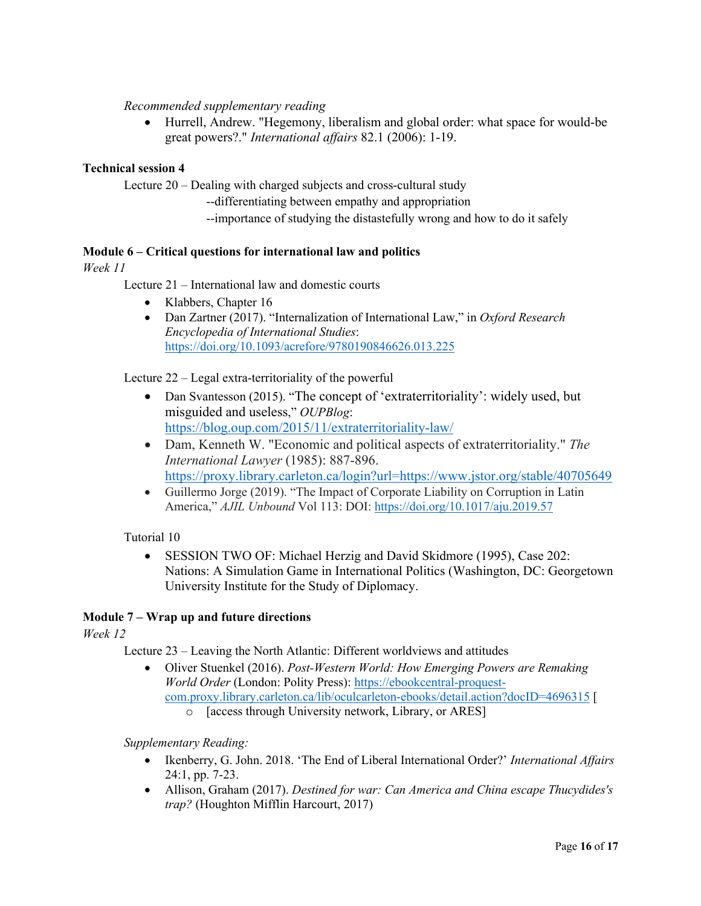*Recommended supplementary reading*

- Hurrell, Andrew. "Hegemony, liberalism and global order: what space for would-be great powers?." *International affairs* 82.1 (2006): 1-19.

**Technical session 4**

Lecture 20 – Dealing with charged subjects and cross-cultural study

--differentiating between empathy and appropriation

--importance of studying the distastefully wrong and how to do it safely

**Module 6 – Critical questions for international law and politics**

*Week 11*

Lecture 21 – International law and domestic courts

- Klabbers, Chapter 16
- Dan Zartner (2017). "Internalization of International Law," in *Oxford Research Encyclopedia of International Studies*: https://doi.org/10.1093/acrefore/9780190846626.013.225

Lecture 22 – Legal extra-territoriality of the powerful

- Dan Svantesson (2015). "The concept of 'extraterritoriality': widely used, but misguided and useless," *OUPBlog*: https://blog.oup.com/2015/11/extraterritoriality-law/
- Dam, Kenneth W. "Economic and political aspects of extraterritoriality." *The International Lawyer* (1985): 887-896. https://proxy.library.carleton.ca/login?url=https://www.jstor.org/stable/40705649
- Guillermo Jorge (2019). "The Impact of Corporate Liability on Corruption in Latin America," *AJIL Unbound* Vol 113: DOI: https://doi.org/10.1017/aju.2019.57

Tutorial 10

- SESSION TWO OF: Michael Herzig and David Skidmore (1995), Case 202: Nations: A Simulation Game in International Politics (Washington, DC: Georgetown University Institute for the Study of Diplomacy.

**Module 7 – Wrap up and future directions**

*Week 12*

Lecture 23 – Leaving the North Atlantic: Different worldviews and attitudes

- Oliver Stuenkel (2016). *Post-Western World: How Emerging Powers are Remaking World Order* (London: Polity Press): https://ebookcentral-proquest-com.proxy.library.carleton.ca/lib/oculcarleton-ebooks/detail.action?docID=4696315 [
  - [access through University network, Library, or ARES]

*Supplementary Reading:*

- Ikenberry, G. John. 2018. 'The End of Liberal International Order?' *International Affairs* 24:1, pp. 7-23.
- Allison, Graham (2017). *Destined for war: Can America and China escape Thucydides's trap?* (Houghton Mifflin Harcourt, 2017)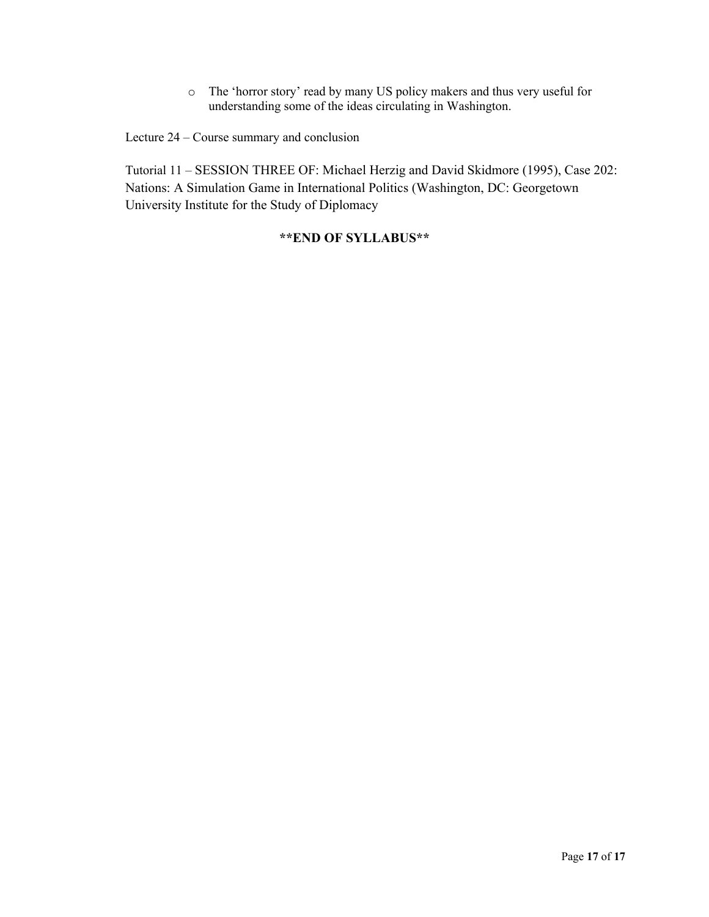- The 'horror story' read by many US policy makers and thus very useful for understanding some of the ideas circulating in Washington.

Lecture 24 – Course summary and conclusion

Tutorial 11 – SESSION THREE OF: Michael Herzig and David Skidmore (1995), Case 202: Nations: A Simulation Game in International Politics (Washington, DC: Georgetown University Institute for the Study of Diplomacy

**\*\*END OF SYLLABUS\*\***